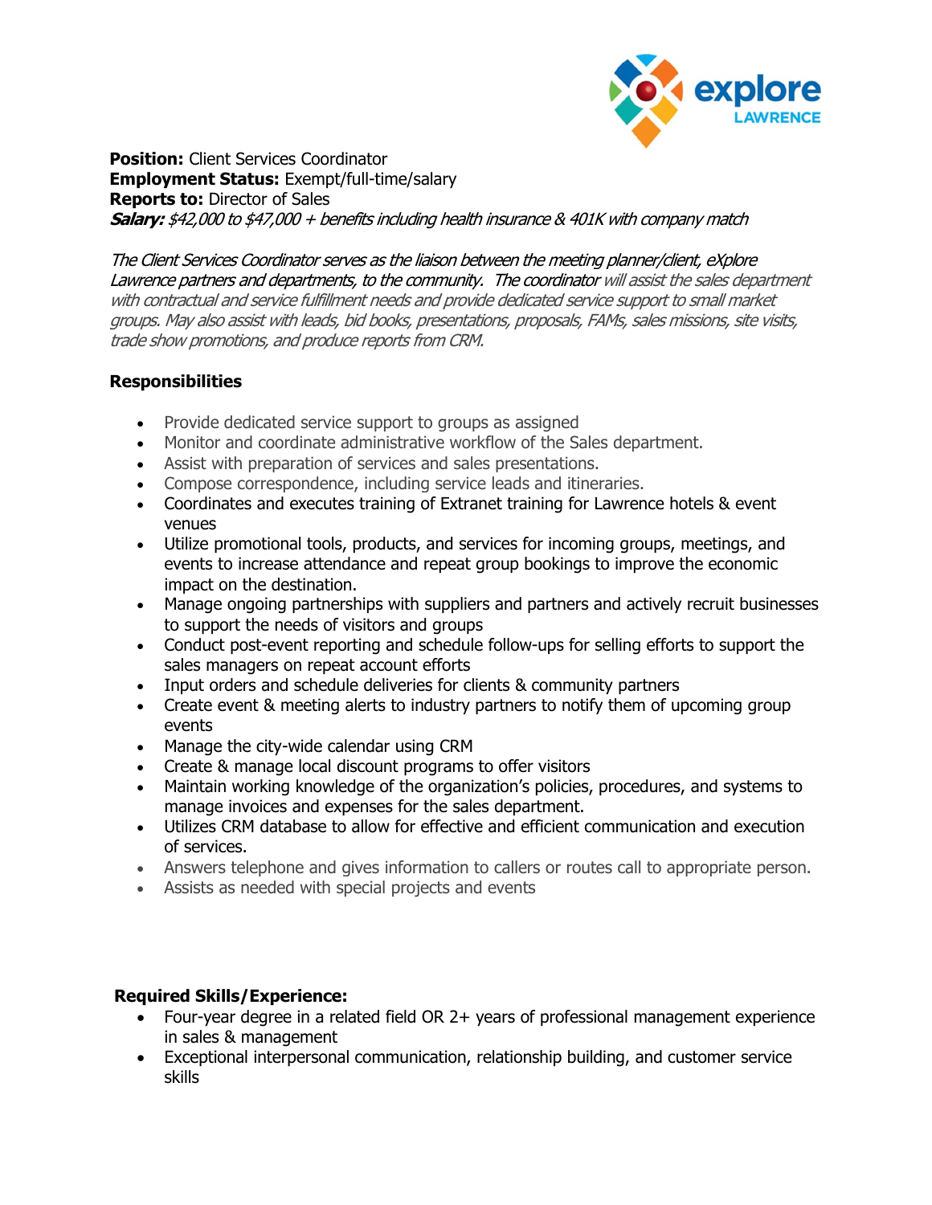**Position:** Client Services Coordinator
**Employment Status:** Exempt/full-time/salary
**Reports to:** Director of Sales
***Salary:*** *$42,000 to $47,000 + benefits including health insurance & 401K with company match*

*The Client Services Coordinator serves as the liaison between the meeting planner/client, eXplore Lawrence partners and departments, to the community. The coordinator will assist the sales department with contractual and service fulfillment needs and provide dedicated service support to small market groups. May also assist with leads, bid books, presentations, proposals, FAMs, sales missions, site visits, trade show promotions, and produce reports from CRM.*

## Responsibilities

- Provide dedicated service support to groups as assigned
- Monitor and coordinate administrative workflow of the Sales department.
- Assist with preparation of services and sales presentations.
- Compose correspondence, including service leads and itineraries.
- Coordinates and executes training of Extranet training for Lawrence hotels & event venues
- Utilize promotional tools, products, and services for incoming groups, meetings, and events to increase attendance and repeat group bookings to improve the economic impact on the destination.
- Manage ongoing partnerships with suppliers and partners and actively recruit businesses to support the needs of visitors and groups
- Conduct post-event reporting and schedule follow-ups for selling efforts to support the sales managers on repeat account efforts
- Input orders and schedule deliveries for clients & community partners
- Create event & meeting alerts to industry partners to notify them of upcoming group events
- Manage the city-wide calendar using CRM
- Create & manage local discount programs to offer visitors
- Maintain working knowledge of the organization's policies, procedures, and systems to manage invoices and expenses for the sales department.
- Utilizes CRM database to allow for effective and efficient communication and execution of services.
- Answers telephone and gives information to callers or routes call to appropriate person.
- Assists as needed with special projects and events

## Required Skills/Experience:

- Four-year degree in a related field OR 2+ years of professional management experience in sales & management
- Exceptional interpersonal communication, relationship building, and customer service skills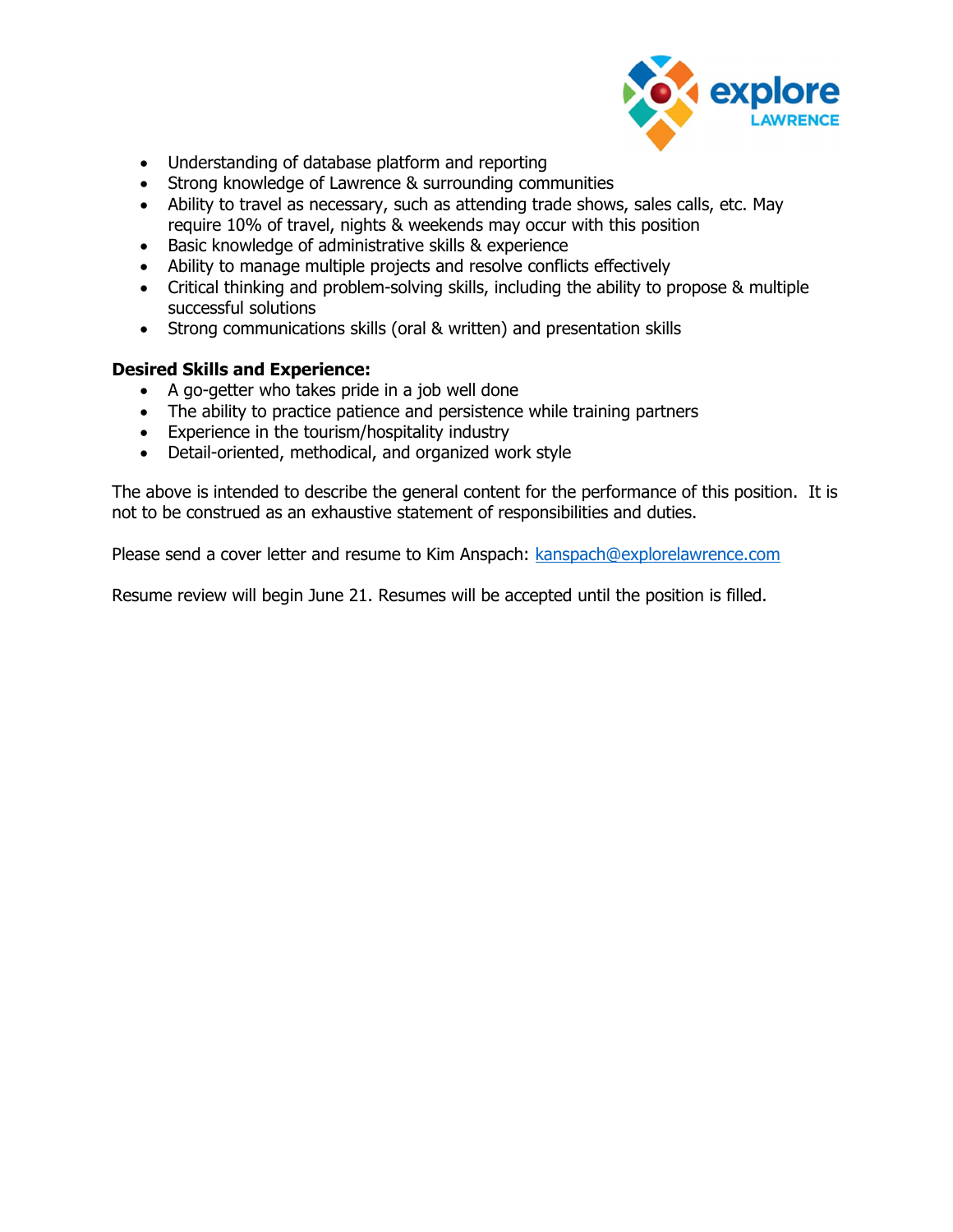- Understanding of database platform and reporting
- Strong knowledge of Lawrence & surrounding communities
- Ability to travel as necessary, such as attending trade shows, sales calls, etc. May require 10% of travel, nights & weekends may occur with this position
- Basic knowledge of administrative skills & experience
- Ability to manage multiple projects and resolve conflicts effectively
- Critical thinking and problem-solving skills, including the ability to propose & multiple successful solutions
- Strong communications skills (oral & written) and presentation skills

**Desired Skills and Experience:**

- A go-getter who takes pride in a job well done
- The ability to practice patience and persistence while training partners
- Experience in the tourism/hospitality industry
- Detail-oriented, methodical, and organized work style

The above is intended to describe the general content for the performance of this position. It is not to be construed as an exhaustive statement of responsibilities and duties.

Please send a cover letter and resume to Kim Anspach: kanspach@explorelawrence.com

Resume review will begin June 21. Resumes will be accepted until the position is filled.